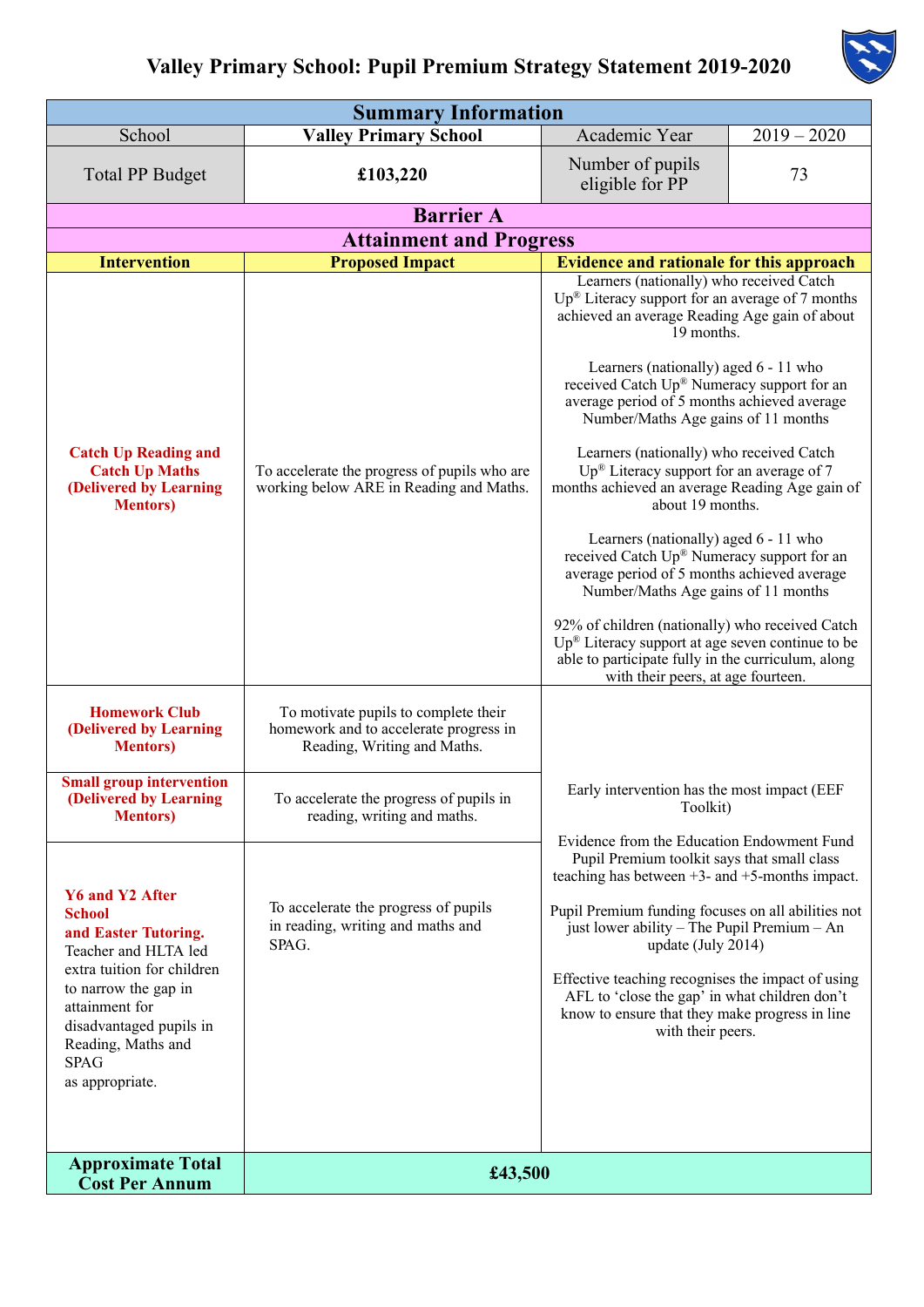# Valley Primary School: Pupil Premium Strategy Statement 2019-2020

| Summary Information | | | |
|---|---|---|---|
| School | **Valley Primary School** | Academic Year | 2019 – 2020 |
| Total PP Budget | **£103,220** | Number of pupils eligible for PP | 73 |

| Barrier A<br>Attainment and Progress | | |
|---|---|---|
| **Intervention** | **Proposed Impact** | **Evidence and rationale for this approach** |
| **Catch Up Reading and Catch Up Maths (Delivered by Learning Mentors)** | To accelerate the progress of pupils who are working below ARE in Reading and Maths. | Learners (nationally) who received Catch Up® Literacy support for an average of 7 months achieved an average Reading Age gain of about 19 months.<br><br>Learners (nationally) aged 6 - 11 who received Catch Up® Numeracy support for an average period of 5 months achieved average Number/Maths Age gains of 11 months<br><br>Learners (nationally) who received Catch Up® Literacy support for an average of 7 months achieved an average Reading Age gain of about 19 months.<br><br>Learners (nationally) aged 6 - 11 who received Catch Up® Numeracy support for an average period of 5 months achieved average Number/Maths Age gains of 11 months<br><br>92% of children (nationally) who received Catch Up® Literacy support at age seven continue to be able to participate fully in the curriculum, along with their peers, at age fourteen. |
| **Homework Club (Delivered by Learning Mentors)** | To motivate pupils to complete their homework and to accelerate progress in Reading, Writing and Maths. | Early intervention has the most impact (EEF Toolkit)<br><br>Evidence from the Education Endowment Fund Pupil Premium toolkit says that small class teaching has between +3- and +5-months impact.<br><br>Pupil Premium funding focuses on all abilities not just lower ability – The Pupil Premium – An update (July 2014)<br><br>Effective teaching recognises the impact of using AFL to 'close the gap' in what children don't know to ensure that they make progress in line with their peers. |
| **Small group intervention (Delivered by Learning Mentors)** | To accelerate the progress of pupils in reading, writing and maths. | |
| **Y6 and Y2 After School and Easter Tutoring.** Teacher and HLTA led extra tuition for children to narrow the gap in attainment for disadvantaged pupils in Reading, Maths and SPAG as appropriate. | To accelerate the progress of pupils in reading, writing and maths and SPAG. | |
| **Approximate Total Cost Per Annum** | **£43,500** | |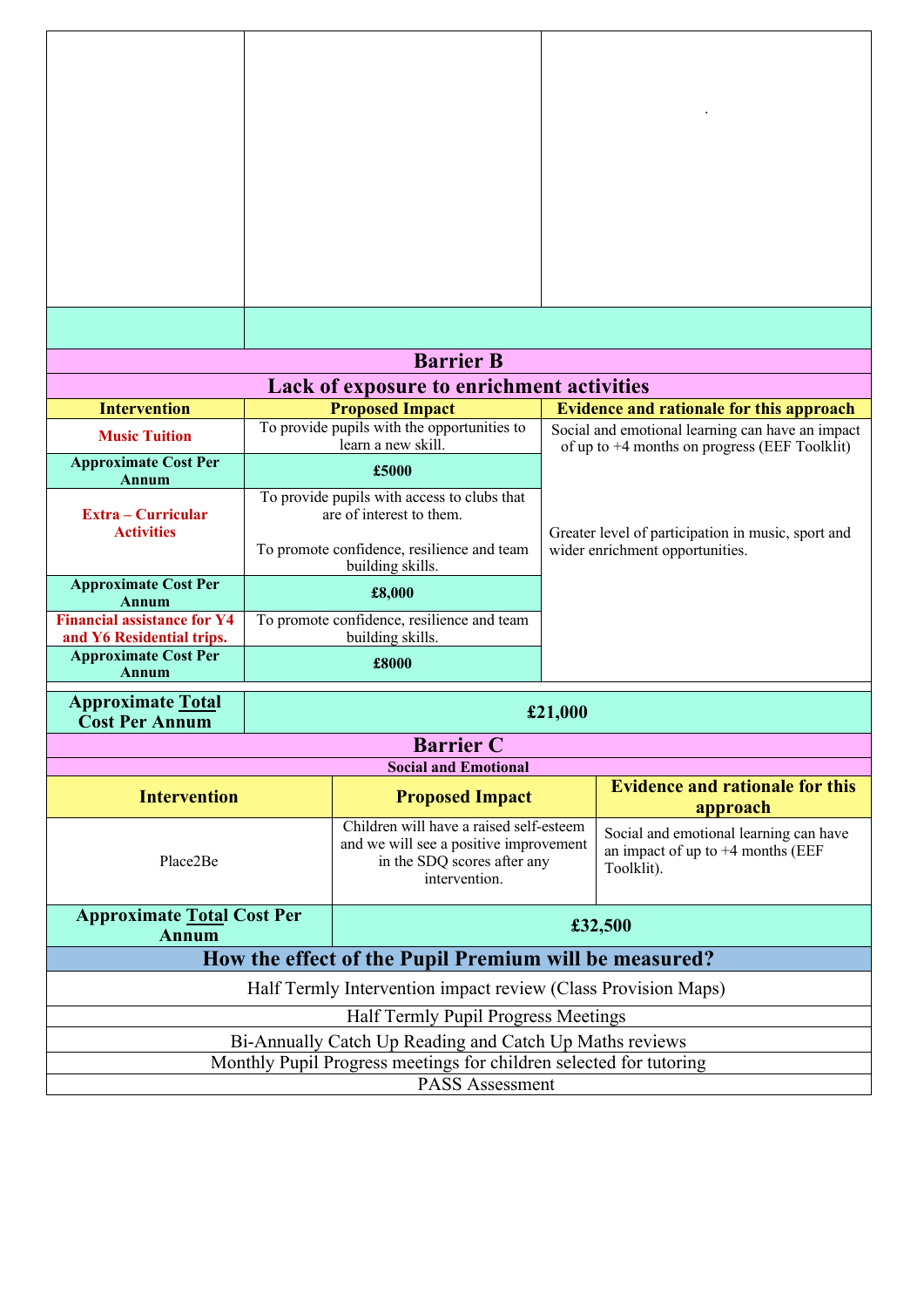| | | |
|---|---|---|
| | | . |
| | | |

## Barrier B

## Lack of exposure to enrichment activities

| Intervention | Proposed Impact | Evidence and rationale for this approach |
|---|---|---|
| **Music Tuition** | To provide pupils with the opportunities to learn a new skill. | Social and emotional learning can have an impact of up to +4 months on progress (EEF Toolklit) |
| **Approximate Cost Per Annum** | **£5000** | |
| **Extra – Curricular Activities** | To provide pupils with access to clubs that are of interest to them. To promote confidence, resilience and team building skills. | Greater level of participation in music, sport and wider enrichment opportunities. |
| **Approximate Cost Per Annum** | **£8,000** | |
| **Financial assistance for Y4 and Y6 Residential trips.** | To promote confidence, resilience and team building skills. | |
| **Approximate Cost Per Annum** | **£8000** | |
| **Approximate Total Cost Per Annum** | **£21,000** | |

## Barrier C

**Social and Emotional**

| Intervention | Proposed Impact | Evidence and rationale for this approach |
|---|---|---|
| Place2Be | Children will have a raised self-esteem and we will see a positive improvement in the SDQ scores after any intervention. | Social and emotional learning can have an impact of up to +4 months (EEF Toolklit). |
| **Approximate Total Cost Per Annum** | **£32,500** | |

## How the effect of the Pupil Premium will be measured?

Half Termly Intervention impact review (Class Provision Maps)

Half Termly Pupil Progress Meetings

Bi-Annually Catch Up Reading and Catch Up Maths reviews

Monthly Pupil Progress meetings for children selected for tutoring

PASS Assessment